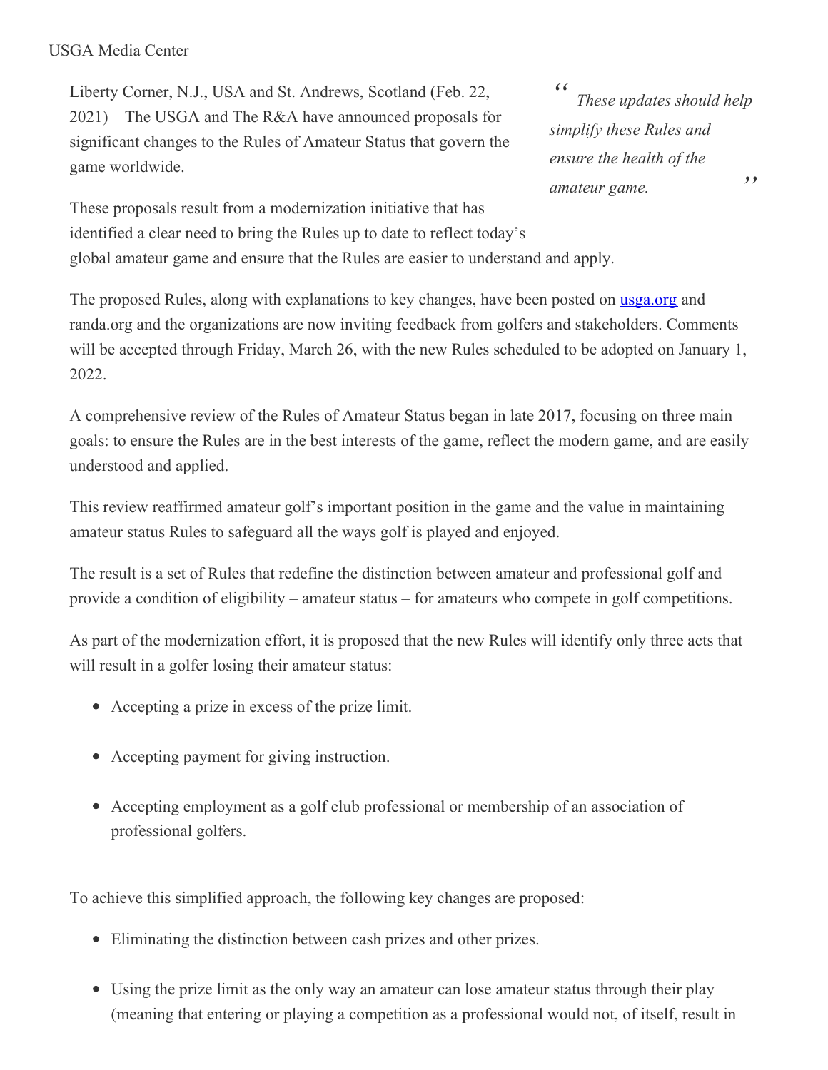USGA Media Center

Liberty Corner, N.J., USA and St. Andrews, Scotland (Feb. 22, 2021) – The USGA and The R&A have announced proposals for significant changes to the Rules of Amateur Status that govern the game worldwide.

> *"These updates should help simplify these Rules and ensure the health of the amateur game."*

These proposals result from a modernization initiative that has identified a clear need to bring the Rules up to date to reflect today's global amateur game and ensure that the Rules are easier to understand and apply.

The proposed Rules, along with explanations to key changes, have been posted on [usga.org](usga.org) and randa.org and the organizations are now inviting feedback from golfers and stakeholders. Comments will be accepted through Friday, March 26, with the new Rules scheduled to be adopted on January 1, 2022.

A comprehensive review of the Rules of Amateur Status began in late 2017, focusing on three main goals: to ensure the Rules are in the best interests of the game, reflect the modern game, and are easily understood and applied.

This review reaffirmed amateur golf's important position in the game and the value in maintaining amateur status Rules to safeguard all the ways golf is played and enjoyed.

The result is a set of Rules that redefine the distinction between amateur and professional golf and provide a condition of eligibility – amateur status – for amateurs who compete in golf competitions.

As part of the modernization effort, it is proposed that the new Rules will identify only three acts that will result in a golfer losing their amateur status:

- Accepting a prize in excess of the prize limit.
- Accepting payment for giving instruction.
- Accepting employment as a golf club professional or membership of an association of professional golfers.

To achieve this simplified approach, the following key changes are proposed:

- Eliminating the distinction between cash prizes and other prizes.
- Using the prize limit as the only way an amateur can lose amateur status through their play (meaning that entering or playing a competition as a professional would not, of itself, result in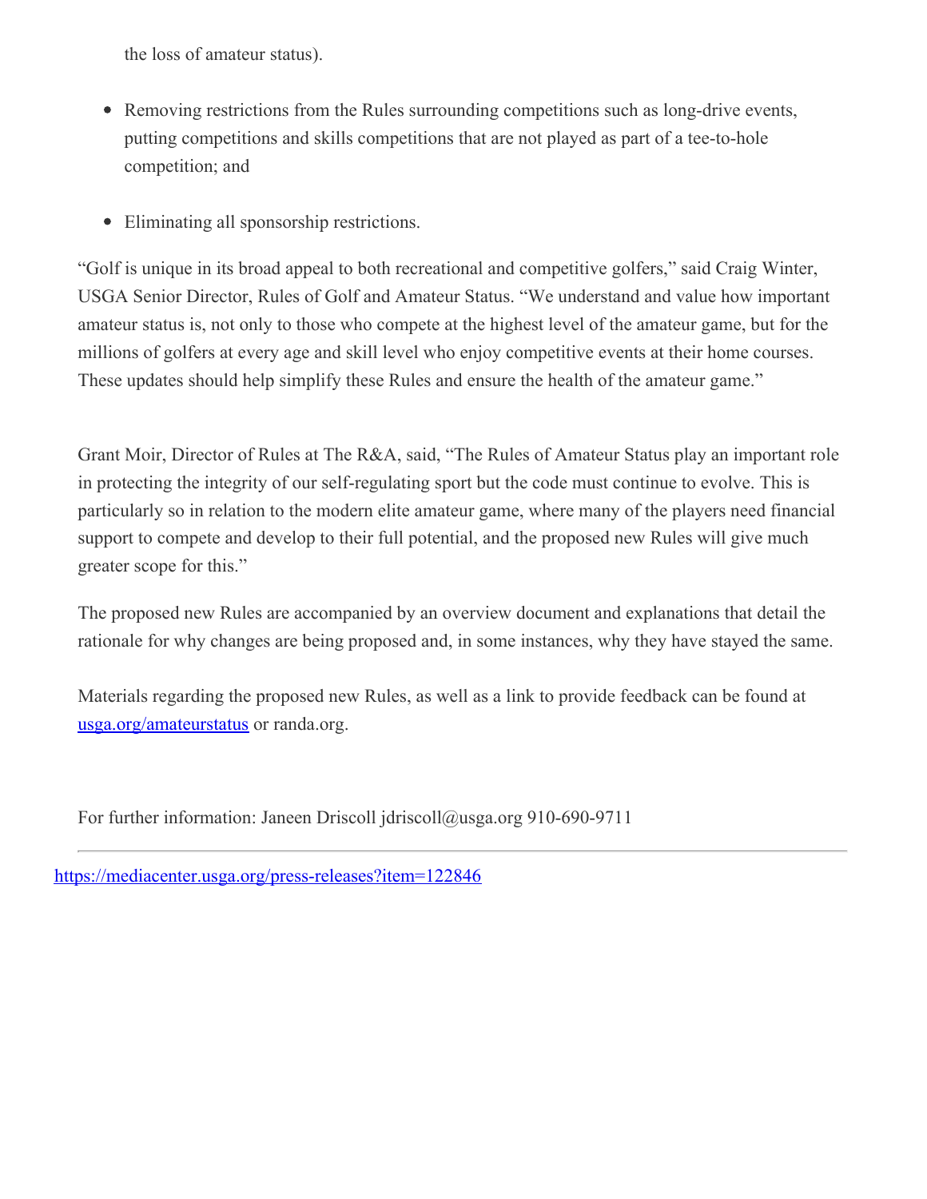the loss of amateur status).

- Removing restrictions from the Rules surrounding competitions such as long-drive events, putting competitions and skills competitions that are not played as part of a tee-to-hole competition; and
- Eliminating all sponsorship restrictions.

"Golf is unique in its broad appeal to both recreational and competitive golfers," said Craig Winter, USGA Senior Director, Rules of Golf and Amateur Status. "We understand and value how important amateur status is, not only to those who compete at the highest level of the amateur game, but for the millions of golfers at every age and skill level who enjoy competitive events at their home courses. These updates should help simplify these Rules and ensure the health of the amateur game."

Grant Moir, Director of Rules at The R&A, said, "The Rules of Amateur Status play an important role in protecting the integrity of our self-regulating sport but the code must continue to evolve. This is particularly so in relation to the modern elite amateur game, where many of the players need financial support to compete and develop to their full potential, and the proposed new Rules will give much greater scope for this."

The proposed new Rules are accompanied by an overview document and explanations that detail the rationale for why changes are being proposed and, in some instances, why they have stayed the same.

Materials regarding the proposed new Rules, as well as a link to provide feedback can be found at [usga.org/amateurstatus](usga.org/amateurstatus) or randa.org.

For further information: Janeen Driscoll jdriscoll@usga.org 910-690-9711

---

https://mediacenter.usga.org/press-releases?item=122846